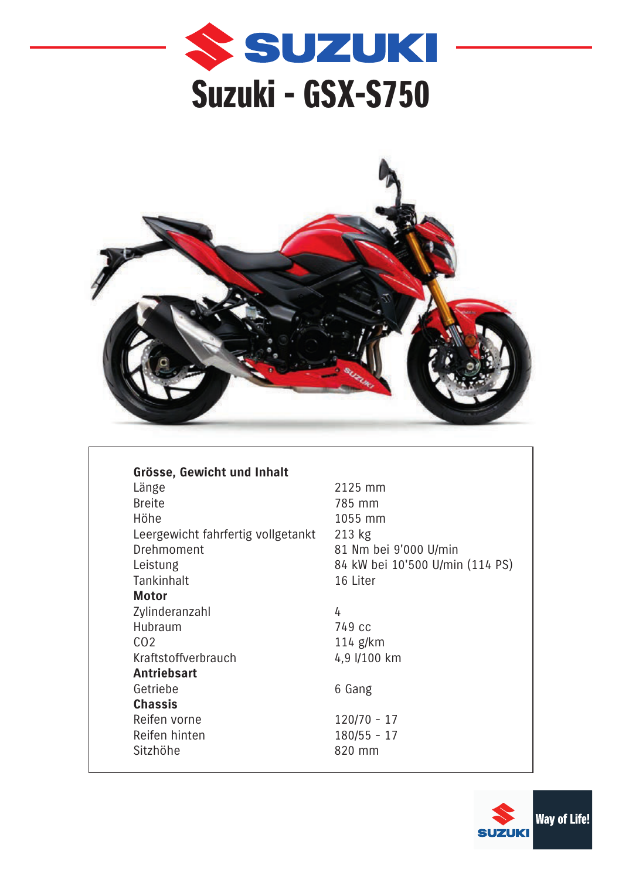# SUZUKI

# Suzuki - GSX-S750

| **Grösse, Gewicht und Inhalt** | |
|---|---|
| Länge | 2125 mm |
| Breite | 785 mm |
| Höhe | 1055 mm |
| Leergewicht fahrfertig vollgetankt | 213 kg |
| Drehmoment | 81 Nm bei 9'000 U/min |
| Leistung | 84 kW bei 10'500 U/min (114 PS) |
| Tankinhalt | 16 Liter |
| **Motor** | |
| Zylinderanzahl | 4 |
| Hubraum | 749 cc |
| CO2 | 114 g/km |
| Kraftstoffverbrauch | 4,9 l/100 km |
| **Antriebsart** | |
| Getriebe | 6 Gang |
| **Chassis** | |
| Reifen vorne | 120/70 - 17 |
| Reifen hinten | 180/55 - 17 |
| Sitzhöhe | 820 mm |

SUZUKI Way of Life!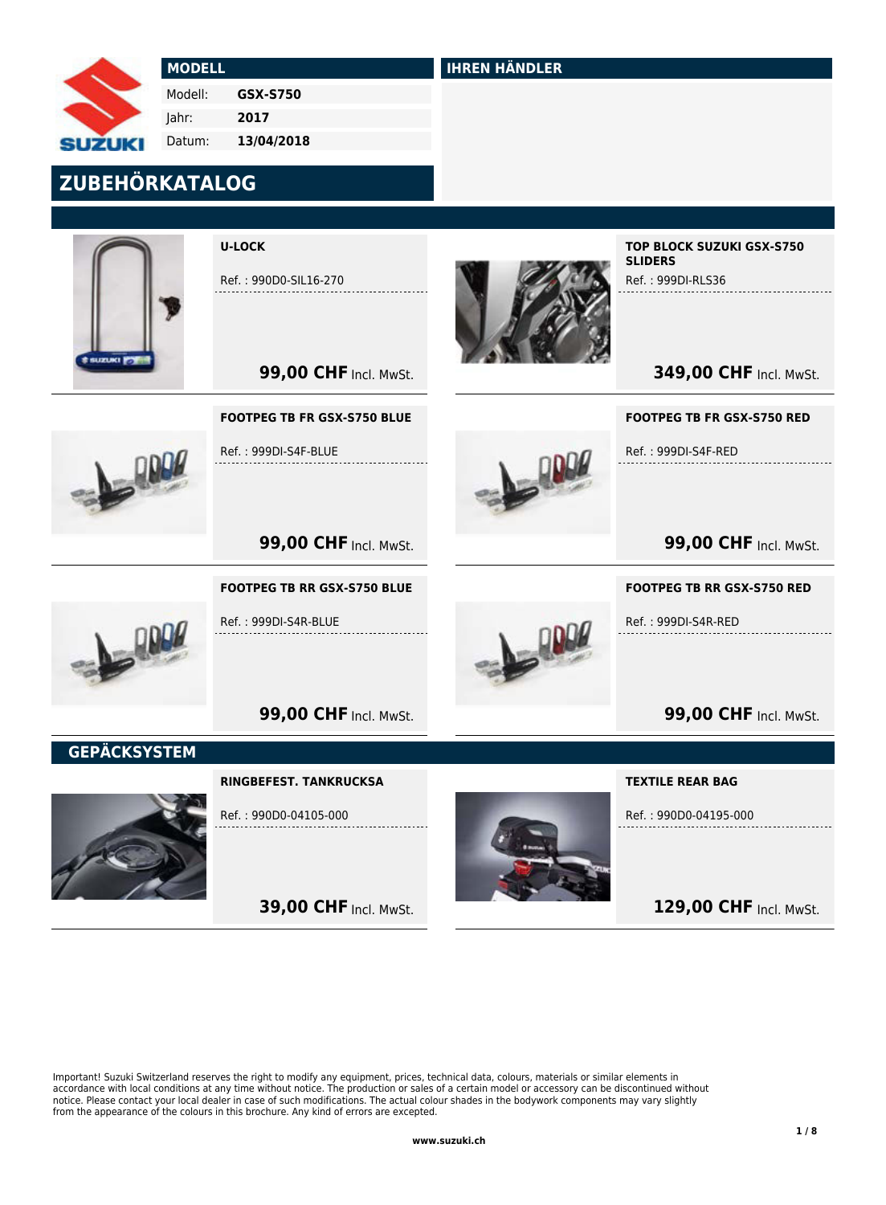| MODELL | |
|---|---|
| Modell: | **GSX-S750** |
| Jahr: | **2017** |
| Datum: | **13/04/2018** |

## IHREN HÄNDLER

# ZUBEHÖRKATALOG

**U-LOCK**

Ref. : 990D0-SIL16-270

**99,00 CHF** Incl. MwSt.

**TOP BLOCK SUZUKI GSX-S750 SLIDERS**

Ref. : 999DI-RLS36

**349,00 CHF** Incl. MwSt.

**FOOTPEG TB FR GSX-S750 BLUE**

Ref. : 999DI-S4F-BLUE

**99,00 CHF** Incl. MwSt.

**FOOTPEG TB FR GSX-S750 RED**

Ref. : 999DI-S4F-RED

**99,00 CHF** Incl. MwSt.

**FOOTPEG TB RR GSX-S750 BLUE**

Ref. : 999DI-S4R-BLUE

**99,00 CHF** Incl. MwSt.

**FOOTPEG TB RR GSX-S750 RED**

Ref. : 999DI-S4R-RED

**99,00 CHF** Incl. MwSt.

## GEPÄCKSYSTEM

**RINGBEFEST. TANKRUCKSA**

Ref. : 990D0-04105-000

**39,00 CHF** Incl. MwSt.

**TEXTILE REAR BAG**

Ref. : 990D0-04195-000

**129,00 CHF** Incl. MwSt.

Important! Suzuki Switzerland reserves the right to modify any equipment, prices, technical data, colours, materials or similar elements in accordance with local conditions at any time without notice. The production or sales of a certain model or accessory can be discontinued without notice. Please contact your local dealer in case of such modifications. The actual colour shades in the bodywork components may vary slightly from the appearance of the colours in this brochure. Any kind of errors are excepted.

www.suzuki.ch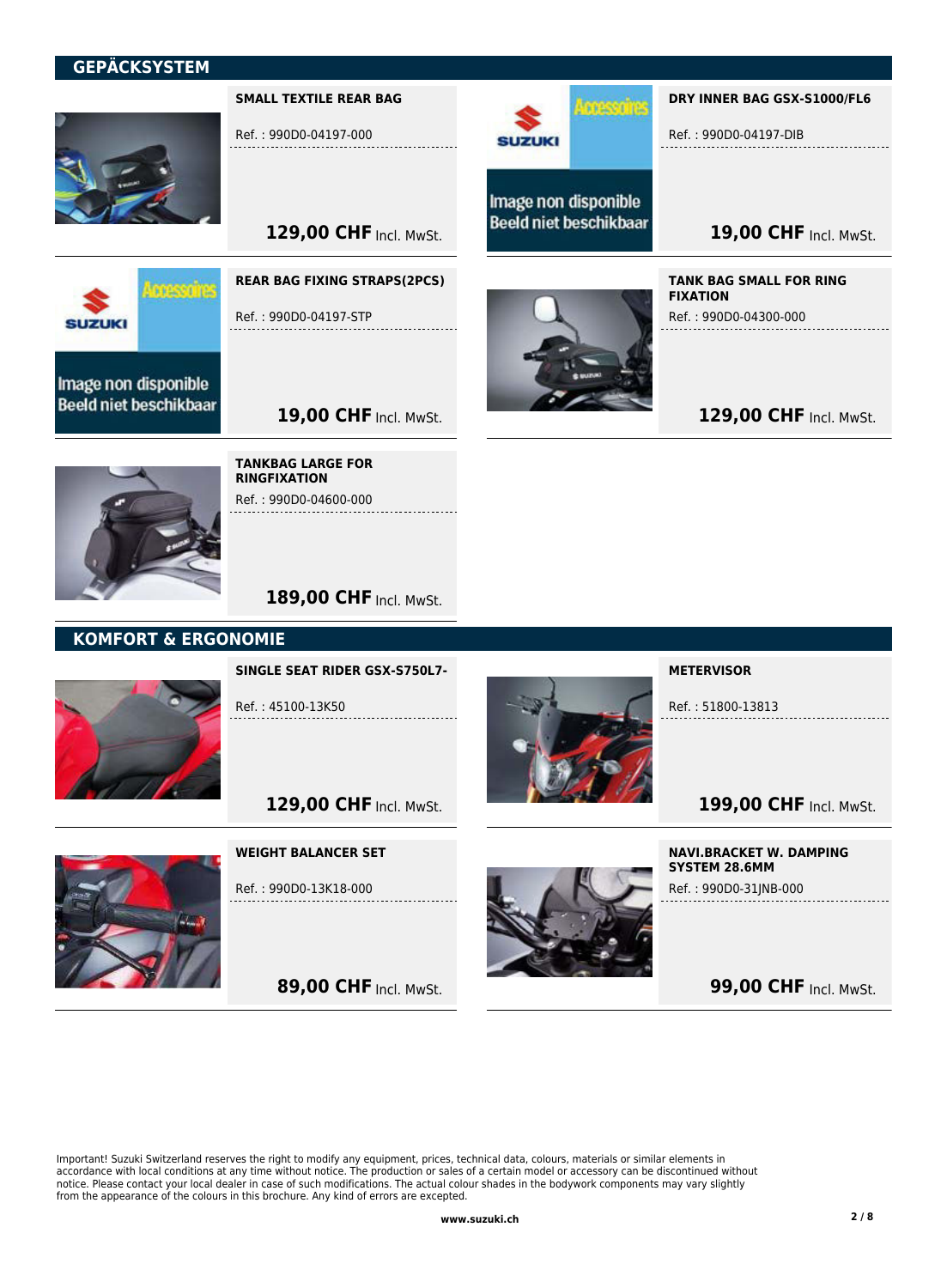## GEPÄCKSYSTEM

### SMALL TEXTILE REAR BAG

Ref. : 990D0-04197-000

**129,00 CHF** Incl. MwSt.

### DRY INNER BAG GSX-S1000/FL6

Image non disponible
Beeld niet beschikbaar

Ref. : 990D0-04197-DIB

**19,00 CHF** Incl. MwSt.

### REAR BAG FIXING STRAPS(2PCS)

Image non disponible
Beeld niet beschikbaar

Ref. : 990D0-04197-STP

**19,00 CHF** Incl. MwSt.

### TANK BAG SMALL FOR RING FIXATION

Ref. : 990D0-04300-000

**129,00 CHF** Incl. MwSt.

### TANKBAG LARGE FOR RINGFIXATION

Ref. : 990D0-04600-000

**189,00 CHF** Incl. MwSt.

## KOMFORT & ERGONOMIE

### SINGLE SEAT RIDER GSX-S750L7-

Ref. : 45100-13K50

**129,00 CHF** Incl. MwSt.

### METERVISOR

Ref. : 51800-13813

**199,00 CHF** Incl. MwSt.

### WEIGHT BALANCER SET

Ref. : 990D0-13K18-000

**89,00 CHF** Incl. MwSt.

### NAVI.BRACKET W. DAMPING SYSTEM 28.6MM

Ref. : 990D0-31JNB-000

**99,00 CHF** Incl. MwSt.

Important! Suzuki Switzerland reserves the right to modify any equipment, prices, technical data, colours, materials or similar elements in accordance with local conditions at any time without notice. The production or sales of a certain model or accessory can be discontinued without notice. Please contact your local dealer in case of such modifications. The actual colour shades in the bodywork components may vary slightly from the appearance of the colours in this brochure. Any kind of errors are excepted.

**www.suzuki.ch**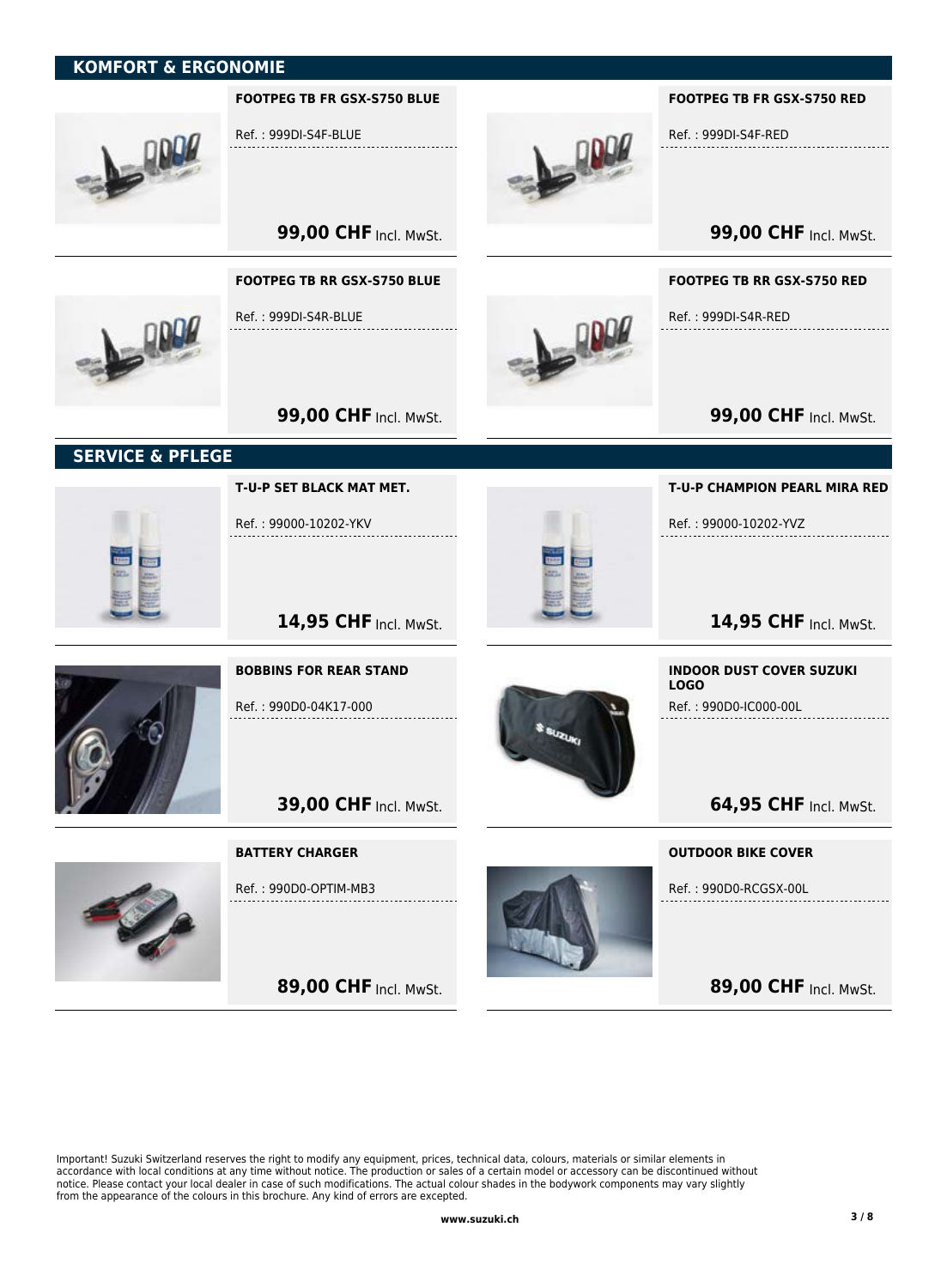## KOMFORT & ERGONOMIE

**FOOTPEG TB FR GSX-S750 BLUE**

Ref. : 999DI-S4F-BLUE

**99,00 CHF** Incl. MwSt.

**FOOTPEG TB FR GSX-S750 RED**

Ref. : 999DI-S4F-RED

**99,00 CHF** Incl. MwSt.

**FOOTPEG TB RR GSX-S750 BLUE**

Ref. : 999DI-S4R-BLUE

**99,00 CHF** Incl. MwSt.

**FOOTPEG TB RR GSX-S750 RED**

Ref. : 999DI-S4R-RED

**99,00 CHF** Incl. MwSt.

## SERVICE & PFLEGE

**T-U-P SET BLACK MAT MET.**

Ref. : 99000-10202-YKV

**14,95 CHF** Incl. MwSt.

**T-U-P CHAMPION PEARL MIRA RED**

Ref. : 99000-10202-YVZ

**14,95 CHF** Incl. MwSt.

**BOBBINS FOR REAR STAND**

Ref. : 990D0-04K17-000

**39,00 CHF** Incl. MwSt.

**INDOOR DUST COVER SUZUKI LOGO**

Ref. : 990D0-IC000-00L

**64,95 CHF** Incl. MwSt.

**BATTERY CHARGER**

Ref. : 990D0-OPTIM-MB3

**89,00 CHF** Incl. MwSt.

**OUTDOOR BIKE COVER**

Ref. : 990D0-RCGSX-00L

**89,00 CHF** Incl. MwSt.

Important! Suzuki Switzerland reserves the right to modify any equipment, prices, technical data, colours, materials or similar elements in accordance with local conditions at any time without notice. The production or sales of a certain model or accessory can be discontinued without notice. Please contact your local dealer in case of such modifications. The actual colour shades in the bodywork components may vary slightly from the appearance of the colours in this brochure. Any kind of errors are excepted.

**www.suzuki.ch**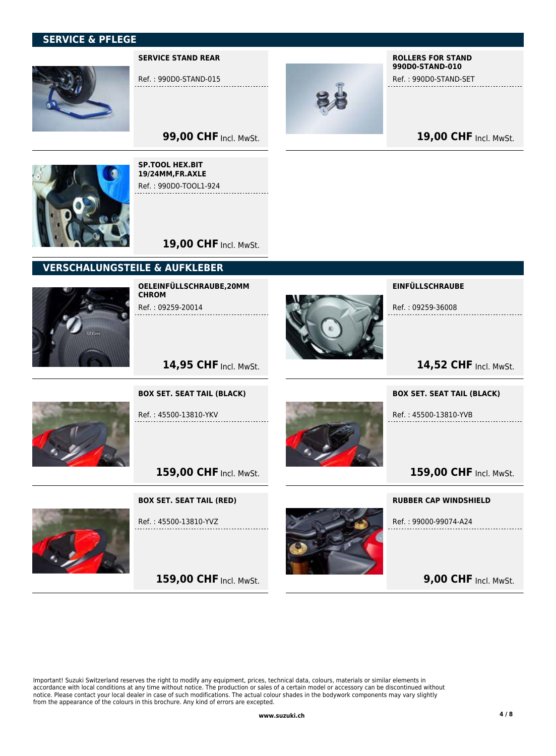## SERVICE & PFLEGE

**SERVICE STAND REAR**

Ref. : 990D0-STAND-015

**99,00 CHF** Incl. MwSt.

**ROLLERS FOR STAND 990D0-STAND-010**

Ref. : 990D0-STAND-SET

**19,00 CHF** Incl. MwSt.

**SP.TOOL HEX.BIT 19/24MM,FR.AXLE**

Ref. : 990D0-TOOL1-924

**19,00 CHF** Incl. MwSt.

## VERSCHALUNGSTEILE & AUFKLEBER

**OELEINFÜLLSCHRAUBE,20MM CHROM**

Ref. : 09259-20014

**14,95 CHF** Incl. MwSt.

**EINFÜLLSCHRAUBE**

Ref. : 09259-36008

**14,52 CHF** Incl. MwSt.

**BOX SET. SEAT TAIL (BLACK)**

Ref. : 45500-13810-YKV

**159,00 CHF** Incl. MwSt.

**BOX SET. SEAT TAIL (BLACK)**

Ref. : 45500-13810-YVB

**159,00 CHF** Incl. MwSt.

**BOX SET. SEAT TAIL (RED)**

Ref. : 45500-13810-YVZ

**159,00 CHF** Incl. MwSt.

**RUBBER CAP WINDSHIELD**

Ref. : 99000-99074-A24

**9,00 CHF** Incl. MwSt.

Important! Suzuki Switzerland reserves the right to modify any equipment, prices, technical data, colours, materials or similar elements in accordance with local conditions at any time without notice. The production or sales of a certain model or accessory can be discontinued without notice. Please contact your local dealer in case of such modifications. The actual colour shades in the bodywork components may vary slightly from the appearance of the colours in this brochure. Any kind of errors are excepted.

www.suzuki.ch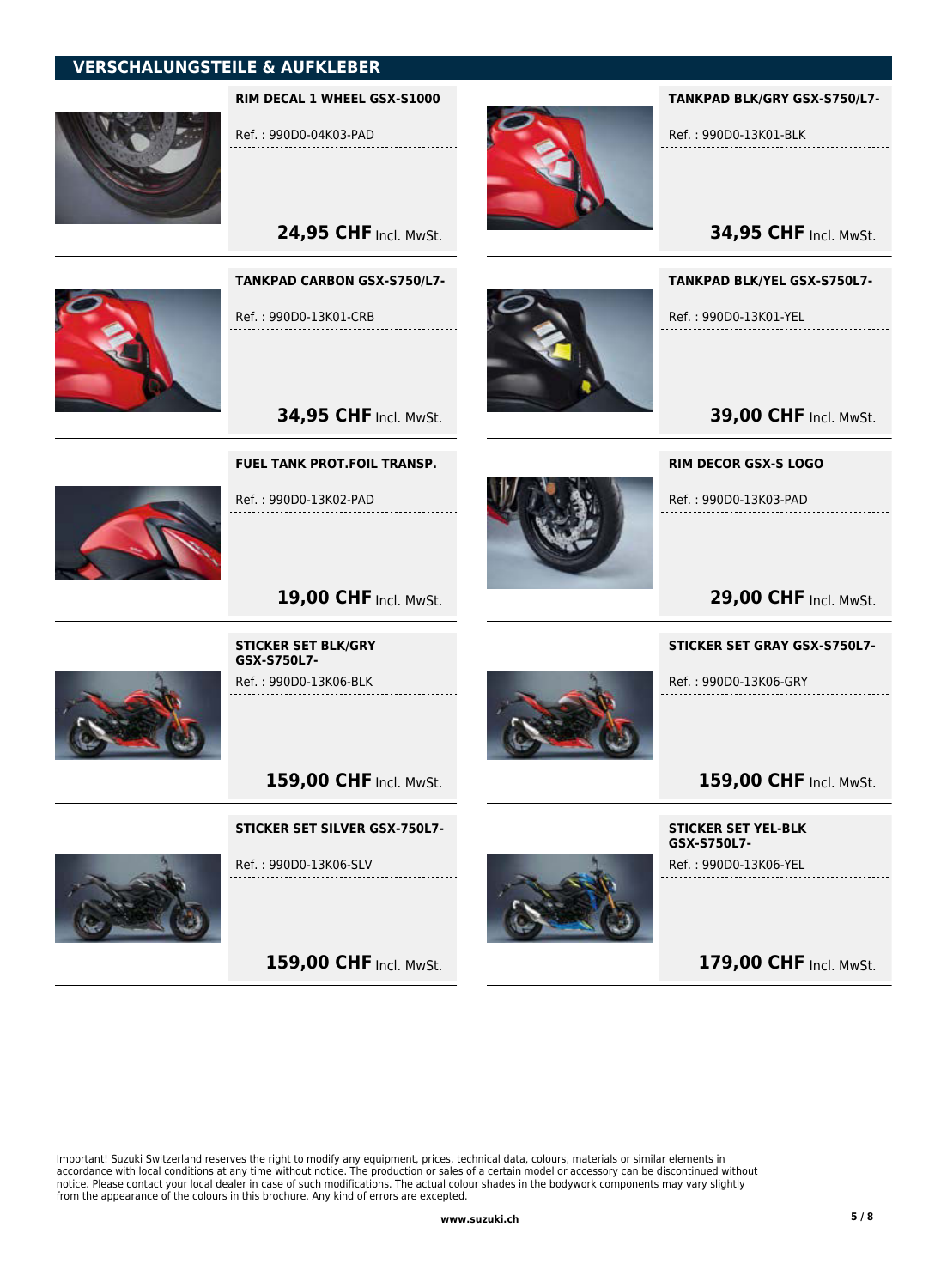## VERSCHALUNGSTEILE & AUFKLEBER

**RIM DECAL 1 WHEEL GSX-S1000**

Ref. : 990D0-04K03-PAD

**24,95 CHF** Incl. MwSt.

**TANKPAD BLK/GRY GSX-S750/L7-**

Ref. : 990D0-13K01-BLK

**34,95 CHF** Incl. MwSt.

**TANKPAD CARBON GSX-S750/L7-**

Ref. : 990D0-13K01-CRB

**34,95 CHF** Incl. MwSt.

**TANKPAD BLK/YEL GSX-S750L7-**

Ref. : 990D0-13K01-YEL

**39,00 CHF** Incl. MwSt.

**FUEL TANK PROT.FOIL TRANSP.**

Ref. : 990D0-13K02-PAD

**19,00 CHF** Incl. MwSt.

**RIM DECOR GSX-S LOGO**

Ref. : 990D0-13K03-PAD

**29,00 CHF** Incl. MwSt.

**STICKER SET BLK/GRY GSX-S750L7-**

Ref. : 990D0-13K06-BLK

**159,00 CHF** Incl. MwSt.

**STICKER SET GRAY GSX-S750L7-**

Ref. : 990D0-13K06-GRY

**159,00 CHF** Incl. MwSt.

**STICKER SET SILVER GSX-750L7-**

Ref. : 990D0-13K06-SLV

**159,00 CHF** Incl. MwSt.

**STICKER SET YEL-BLK GSX-S750L7-**

Ref. : 990D0-13K06-YEL

**179,00 CHF** Incl. MwSt.

Important! Suzuki Switzerland reserves the right to modify any equipment, prices, technical data, colours, materials or similar elements in accordance with local conditions at any time without notice. The production or sales of a certain model or accessory can be discontinued without notice. Please contact your local dealer in case of such modifications. The actual colour shades in the bodywork components may vary slightly from the appearance of the colours in this brochure. Any kind of errors are excepted.

**www.suzuki.ch**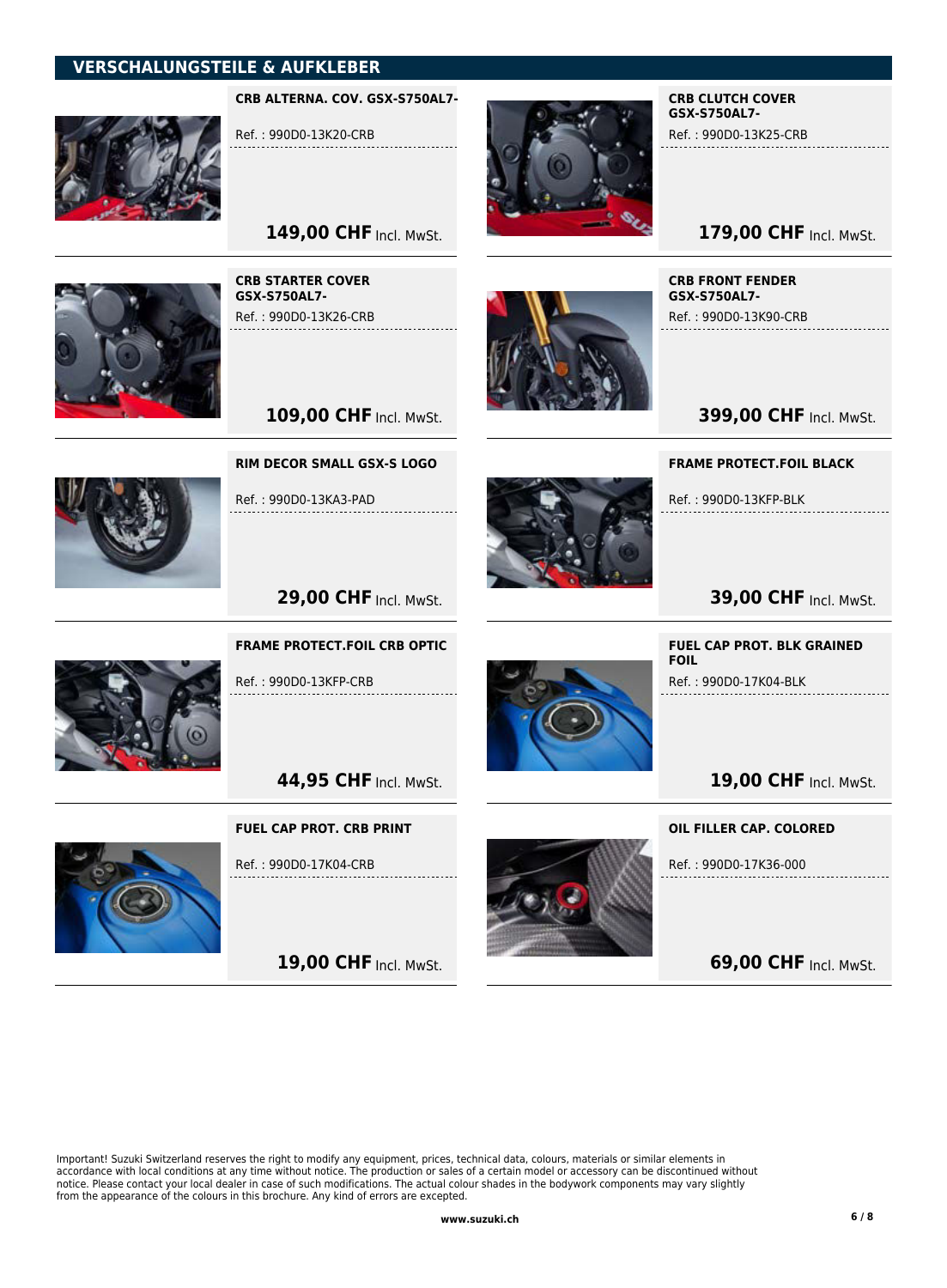## VERSCHALUNGSTEILE & AUFKLEBER

**CRB ALTERNA. COV. GSX-S750AL7-**

Ref. : 990D0-13K20-CRB

**149,00 CHF** Incl. MwSt.

**CRB CLUTCH COVER GSX-S750AL7-**

Ref. : 990D0-13K25-CRB

**179,00 CHF** Incl. MwSt.

**CRB STARTER COVER GSX-S750AL7-**

Ref. : 990D0-13K26-CRB

**109,00 CHF** Incl. MwSt.

**CRB FRONT FENDER GSX-S750AL7-**

Ref. : 990D0-13K90-CRB

**399,00 CHF** Incl. MwSt.

**RIM DECOR SMALL GSX-S LOGO**

Ref. : 990D0-13KA3-PAD

**29,00 CHF** Incl. MwSt.

**FRAME PROTECT.FOIL BLACK**

Ref. : 990D0-13KFP-BLK

**39,00 CHF** Incl. MwSt.

**FRAME PROTECT.FOIL CRB OPTIC**

Ref. : 990D0-13KFP-CRB

**44,95 CHF** Incl. MwSt.

**FUEL CAP PROT. BLK GRAINED FOIL**

Ref. : 990D0-17K04-BLK

**19,00 CHF** Incl. MwSt.

**FUEL CAP PROT. CRB PRINT**

Ref. : 990D0-17K04-CRB

**19,00 CHF** Incl. MwSt.

**OIL FILLER CAP. COLORED**

Ref. : 990D0-17K36-000

**69,00 CHF** Incl. MwSt.

Important! Suzuki Switzerland reserves the right to modify any equipment, prices, technical data, colours, materials or similar elements in accordance with local conditions at any time without notice. The production or sales of a certain model or accessory can be discontinued without notice. Please contact your local dealer in case of such modifications. The actual colour shades in the bodywork components may vary slightly from the appearance of the colours in this brochure. Any kind of errors are excepted.

www.suzuki.ch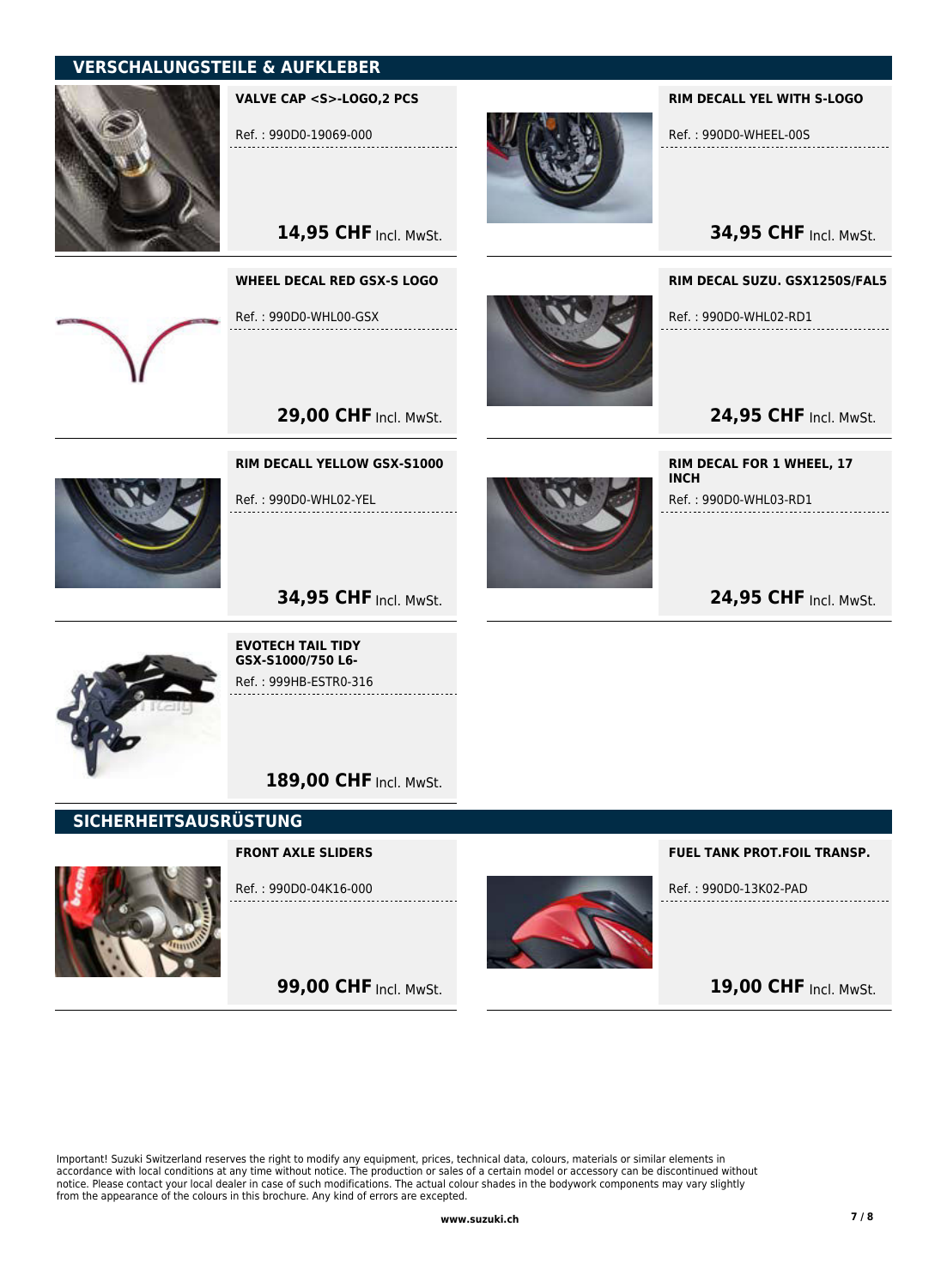## VERSCHALUNGSTEILE & AUFKLEBER

**VALVE CAP <S>-LOGO,2 PCS**

Ref. : 990D0-19069-000

**14,95 CHF** Incl. MwSt.

**RIM DECALL YEL WITH S-LOGO**

Ref. : 990D0-WHEEL-00S

**34,95 CHF** Incl. MwSt.

**WHEEL DECAL RED GSX-S LOGO**

Ref. : 990D0-WHL00-GSX

**29,00 CHF** Incl. MwSt.

**RIM DECAL SUZU. GSX1250S/FAL5**

Ref. : 990D0-WHL02-RD1

**24,95 CHF** Incl. MwSt.

**RIM DECALL YELLOW GSX-S1000**

Ref. : 990D0-WHL02-YEL

**34,95 CHF** Incl. MwSt.

**RIM DECAL FOR 1 WHEEL, 17 INCH**

Ref. : 990D0-WHL03-RD1

**24,95 CHF** Incl. MwSt.

**EVOTECH TAIL TIDY GSX-S1000/750 L6-**

Ref. : 999HB-ESTR0-316

**189,00 CHF** Incl. MwSt.

## SICHERHEITSAUSRÜSTUNG

**FRONT AXLE SLIDERS**

Ref. : 990D0-04K16-000

**99,00 CHF** Incl. MwSt.

**FUEL TANK PROT.FOIL TRANSP.**

Ref. : 990D0-13K02-PAD

**19,00 CHF** Incl. MwSt.

Important! Suzuki Switzerland reserves the right to modify any equipment, prices, technical data, colours, materials or similar elements in accordance with local conditions at any time without notice. The production or sales of a certain model or accessory can be discontinued without notice. Please contact your local dealer in case of such modifications. The actual colour shades in the bodywork components may vary slightly from the appearance of the colours in this brochure. Any kind of errors are excepted.

**www.suzuki.ch**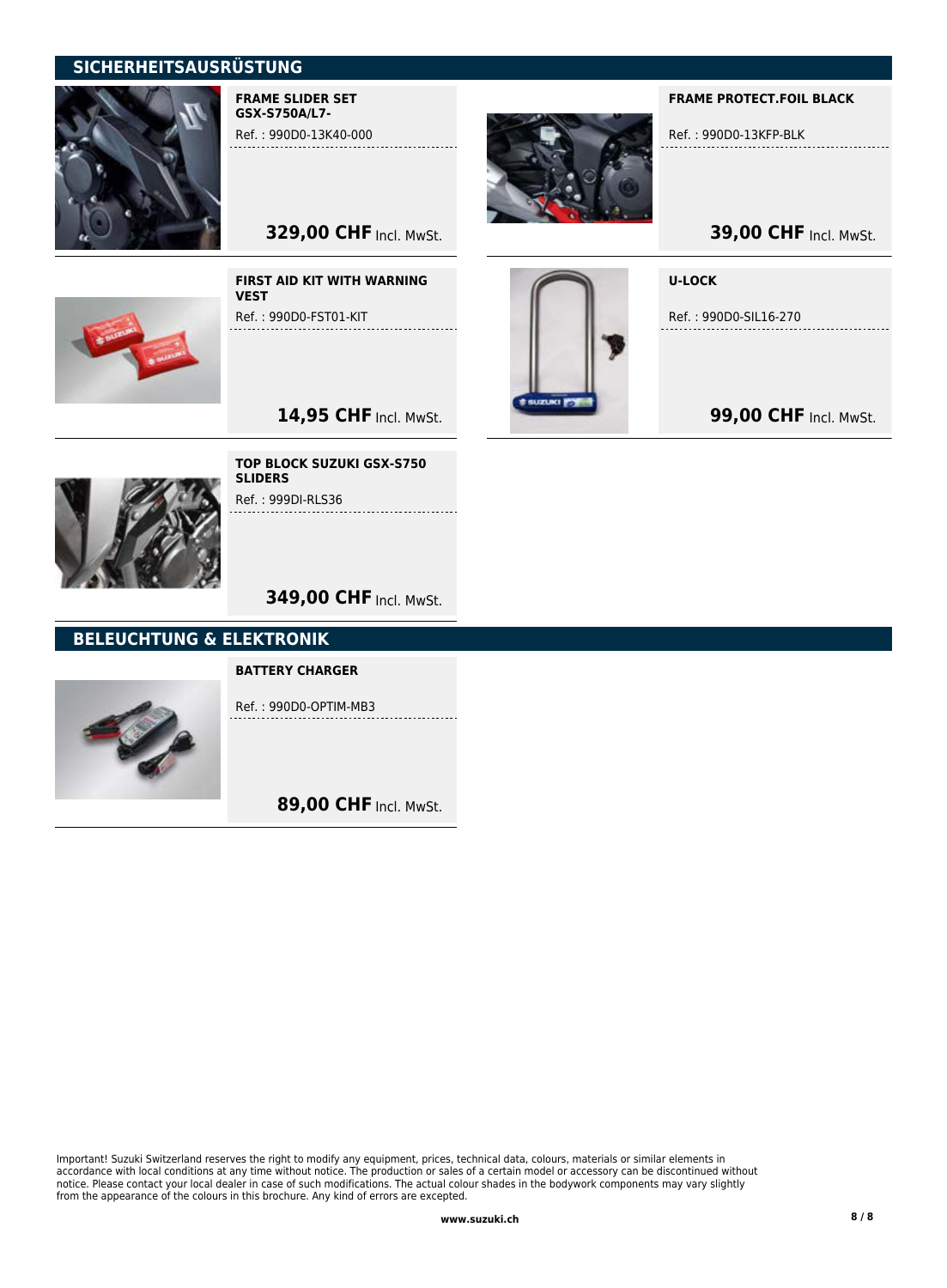## SICHERHEITSAUSRÜSTUNG

**FRAME SLIDER SET GSX-S750A/L7-**

Ref. : 990D0-13K40-000

**329,00 CHF** Incl. MwSt.

**FRAME PROTECT.FOIL BLACK**

Ref. : 990D0-13KFP-BLK

**39,00 CHF** Incl. MwSt.

**FIRST AID KIT WITH WARNING VEST**

Ref. : 990D0-FST01-KIT

**14,95 CHF** Incl. MwSt.

**U-LOCK**

Ref. : 990D0-SIL16-270

**99,00 CHF** Incl. MwSt.

**TOP BLOCK SUZUKI GSX-S750 SLIDERS**

Ref. : 999DI-RLS36

**349,00 CHF** Incl. MwSt.

## BELEUCHTUNG & ELEKTRONIK

**BATTERY CHARGER**

Ref. : 990D0-OPTIM-MB3

**89,00 CHF** Incl. MwSt.

Important! Suzuki Switzerland reserves the right to modify any equipment, prices, technical data, colours, materials or similar elements in accordance with local conditions at any time without notice. The production or sales of a certain model or accessory can be discontinued without notice. Please contact your local dealer in case of such modifications. The actual colour shades in the bodywork components may vary slightly from the appearance of the colours in this brochure. Any kind of errors are excepted.

www.suzuki.ch